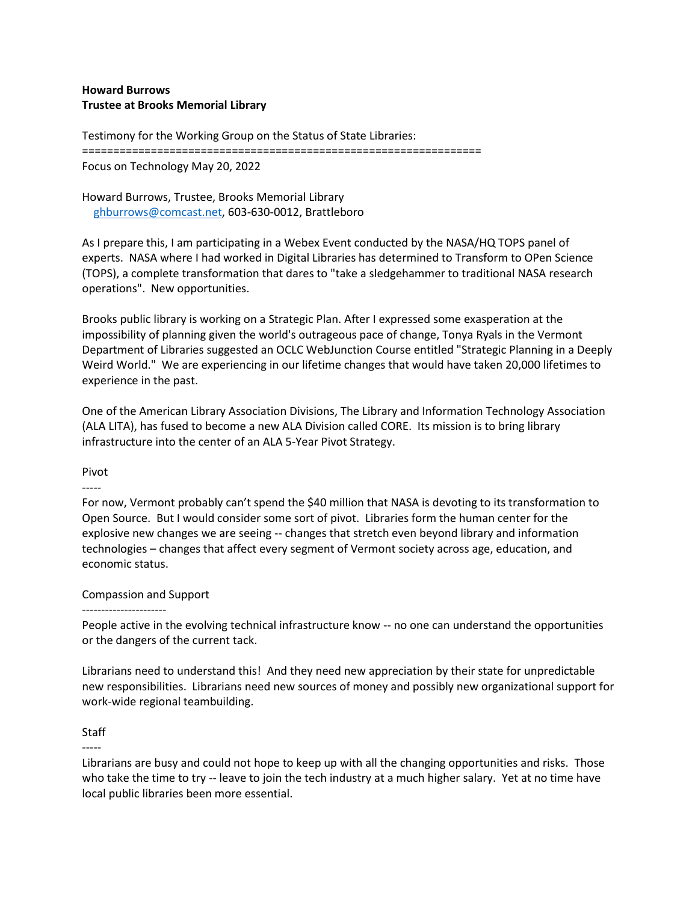**Howard Burrows**
**Trustee at Brooks Memorial Library**

Testimony for the Working Group on the Status of State Libraries:
==============================================================
Focus on Technology May 20, 2022

Howard Burrows, Trustee, Brooks Memorial Library
ghburrows@comcast.net, 603-630-0012, Brattleboro

As I prepare this, I am participating in a Webex Event conducted by the NASA/HQ TOPS panel of experts. NASA where I had worked in Digital Libraries has determined to Transform to OPen Science (TOPS), a complete transformation that dares to "take a sledgehammer to traditional NASA research operations". New opportunities.

Brooks public library is working on a Strategic Plan. After I expressed some exasperation at the impossibility of planning given the world's outrageous pace of change, Tonya Ryals in the Vermont Department of Libraries suggested an OCLC WebJunction Course entitled "Strategic Planning in a Deeply Weird World." We are experiencing in our lifetime changes that would have taken 20,000 lifetimes to experience in the past.

One of the American Library Association Divisions, The Library and Information Technology Association (ALA LITA), has fused to become a new ALA Division called CORE. Its mission is to bring library infrastructure into the center of an ALA 5-Year Pivot Strategy.

Pivot
-----
For now, Vermont probably can't spend the $40 million that NASA is devoting to its transformation to Open Source. But I would consider some sort of pivot. Libraries form the human center for the explosive new changes we are seeing -- changes that stretch even beyond library and information technologies – changes that affect every segment of Vermont society across age, education, and economic status.

Compassion and Support
----------------------
People active in the evolving technical infrastructure know -- no one can understand the opportunities or the dangers of the current tack.

Librarians need to understand this! And they need new appreciation by their state for unpredictable new responsibilities. Librarians need new sources of money and possibly new organizational support for work-wide regional teambuilding.

Staff
-----
Librarians are busy and could not hope to keep up with all the changing opportunities and risks. Those who take the time to try -- leave to join the tech industry at a much higher salary. Yet at no time have local public libraries been more essential.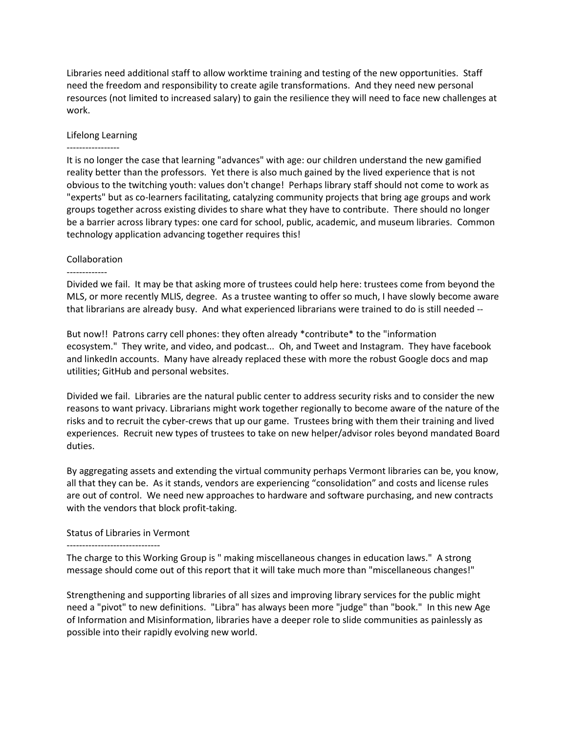Libraries need additional staff to allow worktime training and testing of the new opportunities. Staff need the freedom and responsibility to create agile transformations. And they need new personal resources (not limited to increased salary) to gain the resilience they will need to face new challenges at work.

## Lifelong Learning

It is no longer the case that learning "advances" with age: our children understand the new gamified reality better than the professors. Yet there is also much gained by the lived experience that is not obvious to the twitching youth: values don't change! Perhaps library staff should not come to work as "experts" but as co-learners facilitating, catalyzing community projects that bring age groups and work groups together across existing divides to share what they have to contribute. There should no longer be a barrier across library types: one card for school, public, academic, and museum libraries. Common technology application advancing together requires this!

## Collaboration

Divided we fail. It may be that asking more of trustees could help here: trustees come from beyond the MLS, or more recently MLIS, degree. As a trustee wanting to offer so much, I have slowly become aware that librarians are already busy. And what experienced librarians were trained to do is still needed --

But now!! Patrons carry cell phones: they often already *contribute* to the "information ecosystem." They write, and video, and podcast... Oh, and Tweet and Instagram. They have facebook and linkedIn accounts. Many have already replaced these with more the robust Google docs and map utilities; GitHub and personal websites.

Divided we fail. Libraries are the natural public center to address security risks and to consider the new reasons to want privacy. Librarians might work together regionally to become aware of the nature of the risks and to recruit the cyber-crews that up our game. Trustees bring with them their training and lived experiences. Recruit new types of trustees to take on new helper/advisor roles beyond mandated Board duties.

By aggregating assets and extending the virtual community perhaps Vermont libraries can be, you know, all that they can be. As it stands, vendors are experiencing "consolidation" and costs and license rules are out of control. We need new approaches to hardware and software purchasing, and new contracts with the vendors that block profit-taking.

## Status of Libraries in Vermont

The charge to this Working Group is " making miscellaneous changes in education laws." A strong message should come out of this report that it will take much more than "miscellaneous changes!"

Strengthening and supporting libraries of all sizes and improving library services for the public might need a "pivot" to new definitions. "Libra" has always been more "judge" than "book." In this new Age of Information and Misinformation, libraries have a deeper role to slide communities as painlessly as possible into their rapidly evolving new world.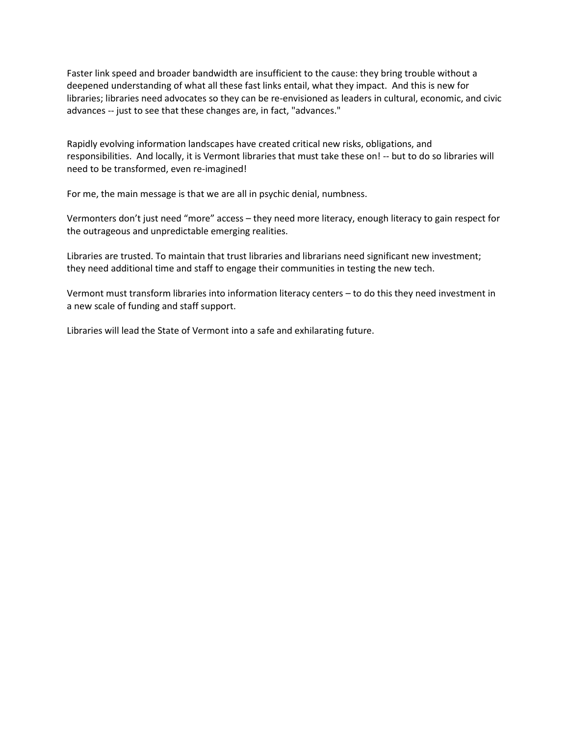Faster link speed and broader bandwidth are insufficient to the cause: they bring trouble without a deepened understanding of what all these fast links entail, what they impact. And this is new for libraries; libraries need advocates so they can be re-envisioned as leaders in cultural, economic, and civic advances -- just to see that these changes are, in fact, "advances."

Rapidly evolving information landscapes have created critical new risks, obligations, and responsibilities. And locally, it is Vermont libraries that must take these on! -- but to do so libraries will need to be transformed, even re-imagined!

For me, the main message is that we are all in psychic denial, numbness.

Vermonters don't just need "more" access – they need more literacy, enough literacy to gain respect for the outrageous and unpredictable emerging realities.

Libraries are trusted. To maintain that trust libraries and librarians need significant new investment; they need additional time and staff to engage their communities in testing the new tech.

Vermont must transform libraries into information literacy centers – to do this they need investment in a new scale of funding and staff support.

Libraries will lead the State of Vermont into a safe and exhilarating future.